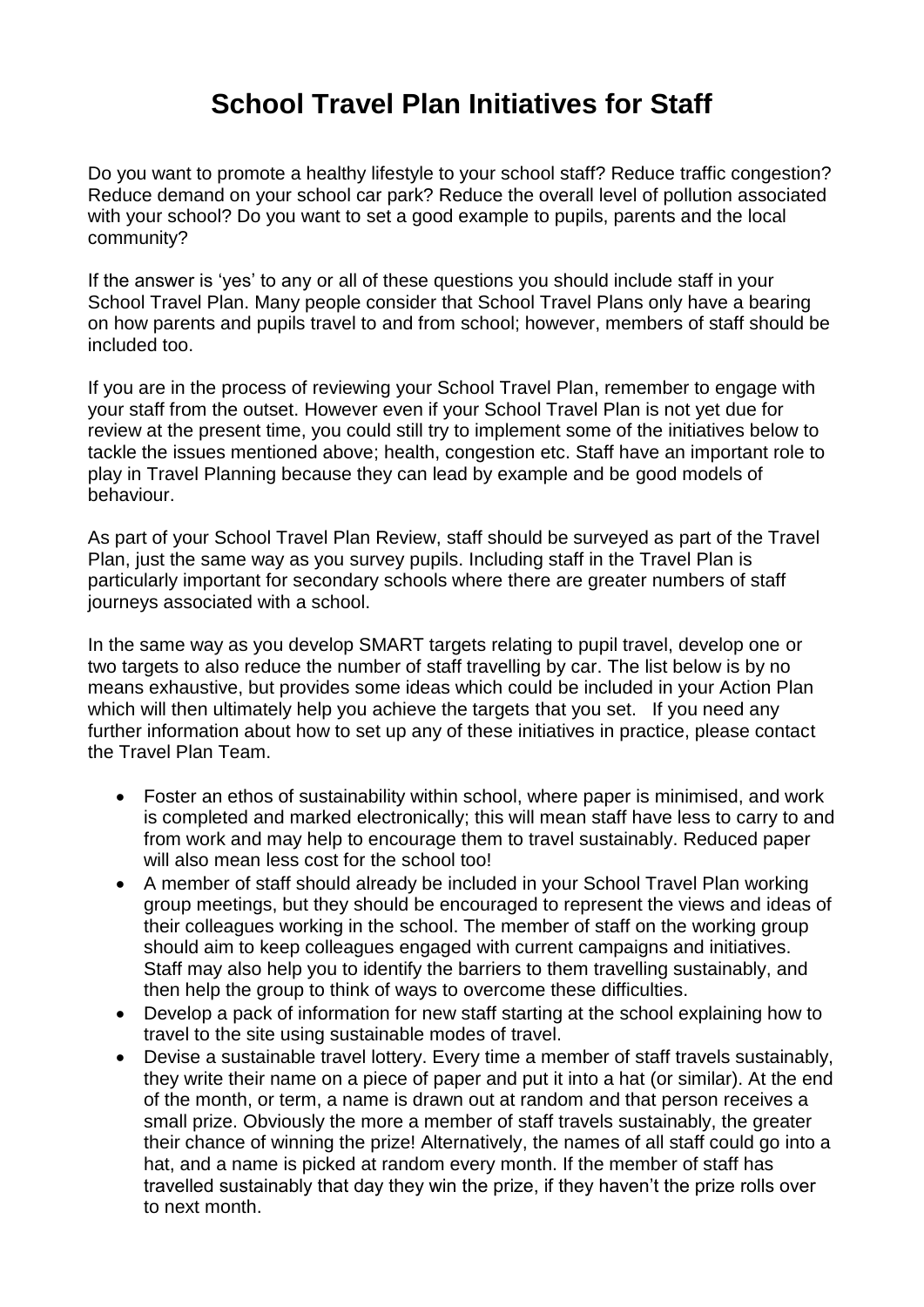# School Travel Plan Initiatives for Staff

Do you want to promote a healthy lifestyle to your school staff? Reduce traffic congestion? Reduce demand on your school car park? Reduce the overall level of pollution associated with your school? Do you want to set a good example to pupils, parents and the local community?

If the answer is 'yes' to any or all of these questions you should include staff in your School Travel Plan. Many people consider that School Travel Plans only have a bearing on how parents and pupils travel to and from school; however, members of staff should be included too.

If you are in the process of reviewing your School Travel Plan, remember to engage with your staff from the outset. However even if your School Travel Plan is not yet due for review at the present time, you could still try to implement some of the initiatives below to tackle the issues mentioned above; health, congestion etc. Staff have an important role to play in Travel Planning because they can lead by example and be good models of behaviour.

As part of your School Travel Plan Review, staff should be surveyed as part of the Travel Plan, just the same way as you survey pupils. Including staff in the Travel Plan is particularly important for secondary schools where there are greater numbers of staff journeys associated with a school.

In the same way as you develop SMART targets relating to pupil travel, develop one or two targets to also reduce the number of staff travelling by car. The list below is by no means exhaustive, but provides some ideas which could be included in your Action Plan which will then ultimately help you achieve the targets that you set. If you need any further information about how to set up any of these initiatives in practice, please contact the Travel Plan Team.

- Foster an ethos of sustainability within school, where paper is minimised, and work is completed and marked electronically; this will mean staff have less to carry to and from work and may help to encourage them to travel sustainably. Reduced paper will also mean less cost for the school too!
- A member of staff should already be included in your School Travel Plan working group meetings, but they should be encouraged to represent the views and ideas of their colleagues working in the school. The member of staff on the working group should aim to keep colleagues engaged with current campaigns and initiatives. Staff may also help you to identify the barriers to them travelling sustainably, and then help the group to think of ways to overcome these difficulties.
- Develop a pack of information for new staff starting at the school explaining how to travel to the site using sustainable modes of travel.
- Devise a sustainable travel lottery. Every time a member of staff travels sustainably, they write their name on a piece of paper and put it into a hat (or similar). At the end of the month, or term, a name is drawn out at random and that person receives a small prize. Obviously the more a member of staff travels sustainably, the greater their chance of winning the prize! Alternatively, the names of all staff could go into a hat, and a name is picked at random every month. If the member of staff has travelled sustainably that day they win the prize, if they haven't the prize rolls over to next month.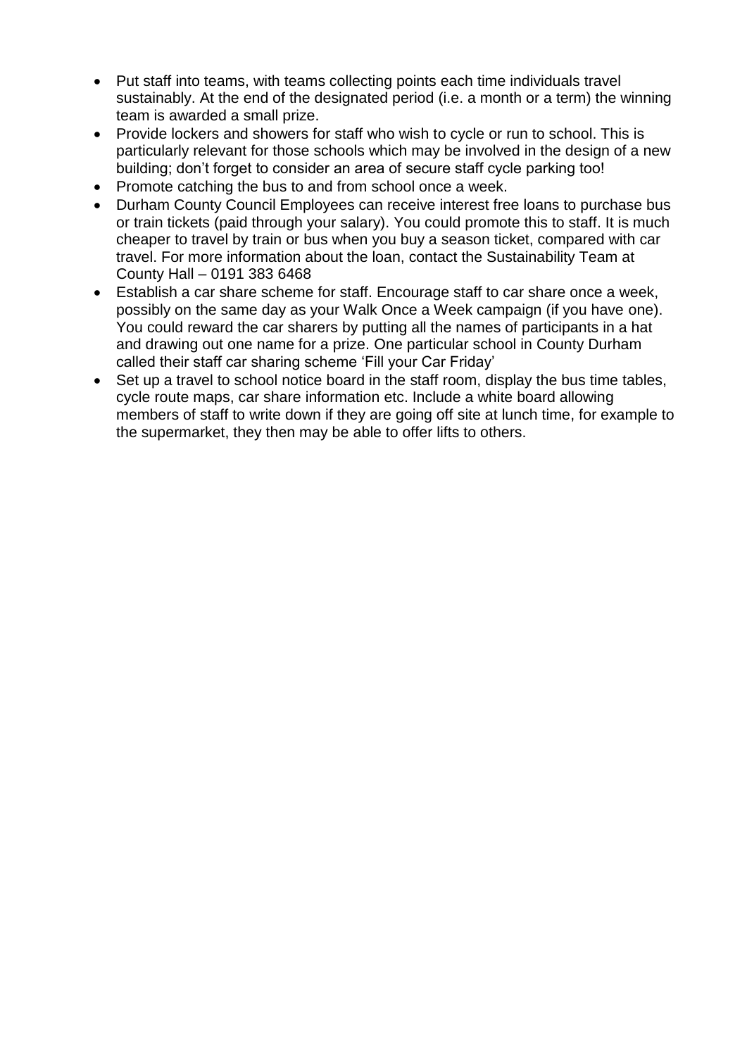- Put staff into teams, with teams collecting points each time individuals travel sustainably. At the end of the designated period (i.e. a month or a term) the winning team is awarded a small prize.
- Provide lockers and showers for staff who wish to cycle or run to school. This is particularly relevant for those schools which may be involved in the design of a new building; don't forget to consider an area of secure staff cycle parking too!
- Promote catching the bus to and from school once a week.
- Durham County Council Employees can receive interest free loans to purchase bus or train tickets (paid through your salary). You could promote this to staff. It is much cheaper to travel by train or bus when you buy a season ticket, compared with car travel. For more information about the loan, contact the Sustainability Team at County Hall – 0191 383 6468
- Establish a car share scheme for staff. Encourage staff to car share once a week, possibly on the same day as your Walk Once a Week campaign (if you have one). You could reward the car sharers by putting all the names of participants in a hat and drawing out one name for a prize. One particular school in County Durham called their staff car sharing scheme 'Fill your Car Friday'
- Set up a travel to school notice board in the staff room, display the bus time tables, cycle route maps, car share information etc. Include a white board allowing members of staff to write down if they are going off site at lunch time, for example to the supermarket, they then may be able to offer lifts to others.